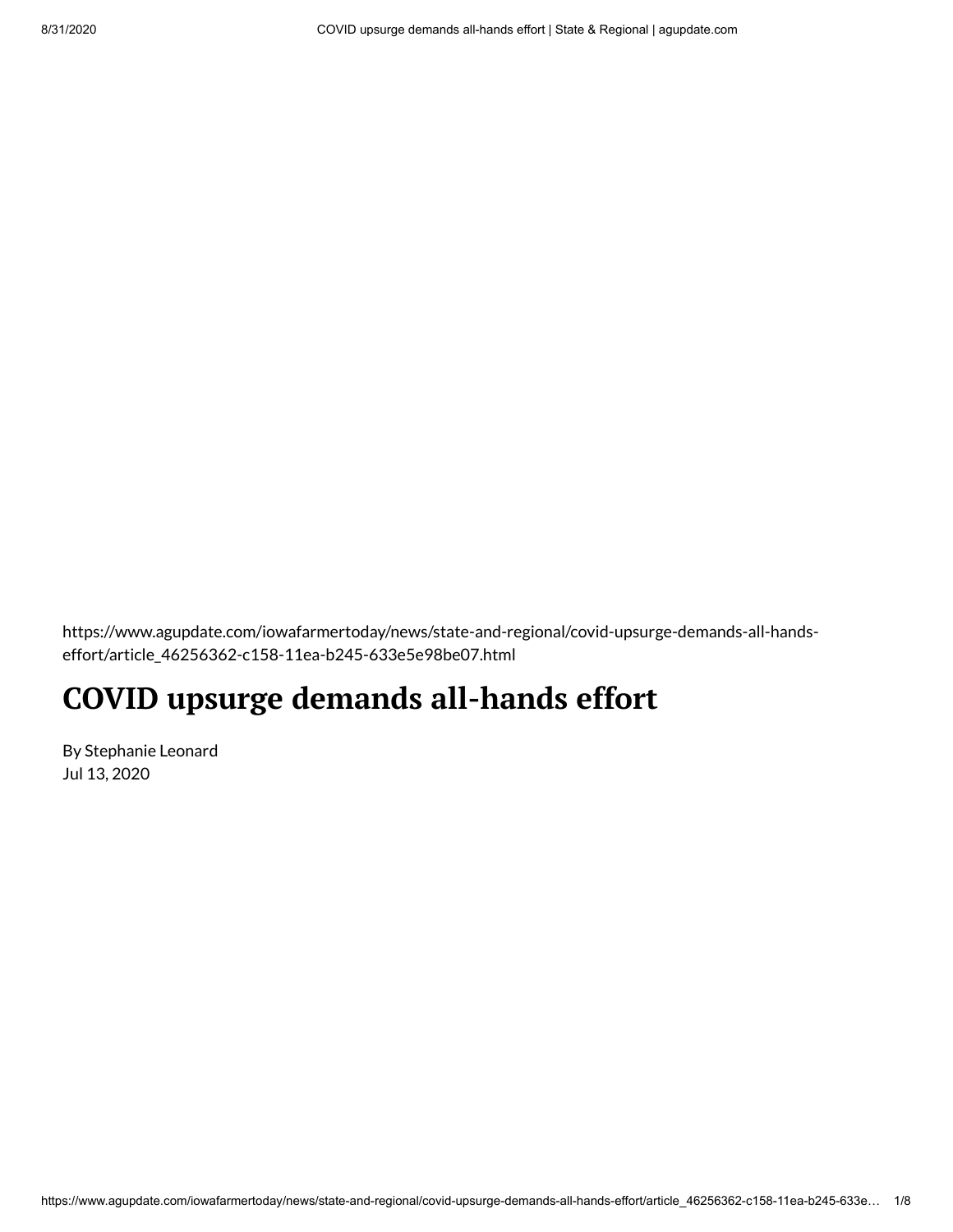https://www.agupdate.com/iowafarmertoday/news/state-and-regional/covid-upsurge-demands-all-hands-effort/article_46256362-c158-11ea-b245-633e5e98be07.html

# COVID upsurge demands all-hands effort

By Stephanie Leonard
Jul 13, 2020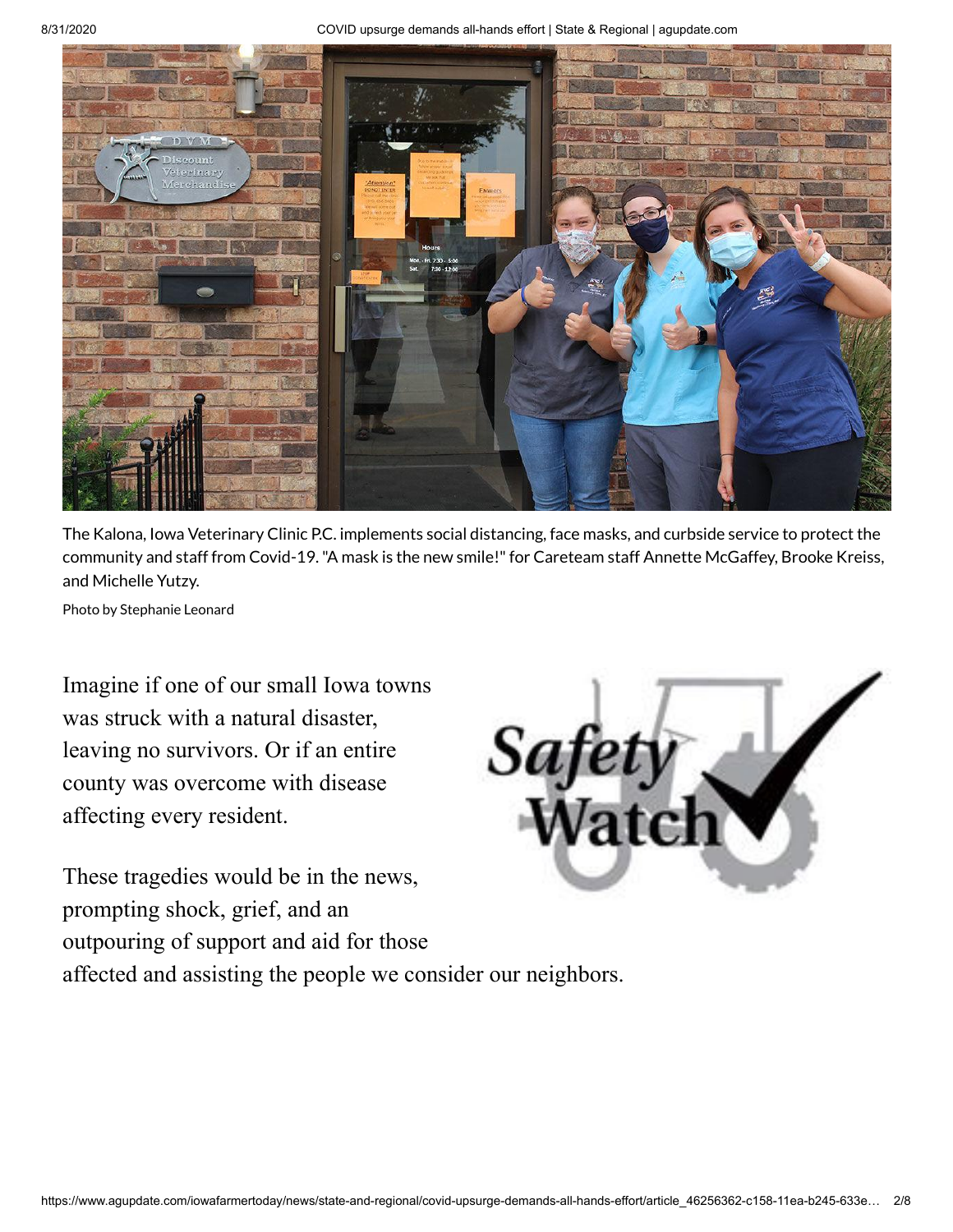The Kalona, Iowa Veterinary Clinic P.C. implements social distancing, face masks, and curbside service to protect the community and staff from Covid-19. "A mask is the new smile!" for Careteam staff Annette McGaffey, Brooke Kreiss, and Michelle Yutzy.

Photo by Stephanie Leonard

Imagine if one of our small Iowa towns was struck with a natural disaster, leaving no survivors. Or if an entire county was overcome with disease affecting every resident.

These tragedies would be in the news, prompting shock, grief, and an outpouring of support and aid for those affected and assisting the people we consider our neighbors.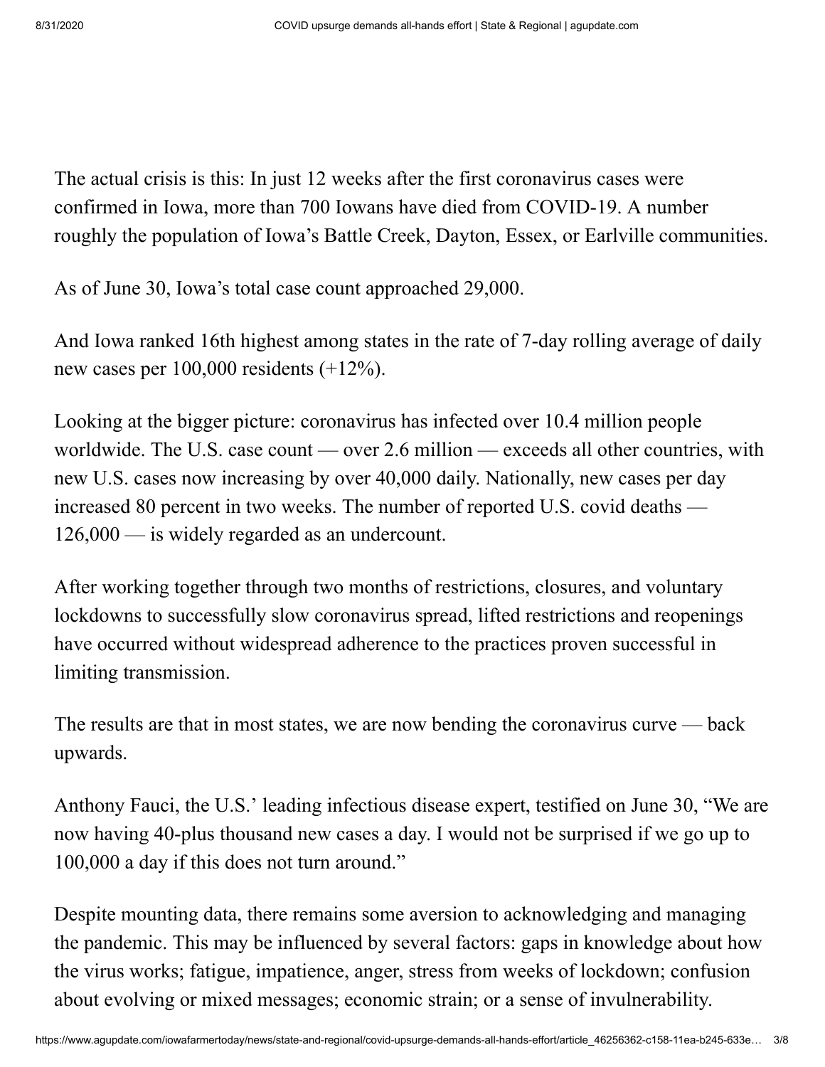The actual crisis is this: In just 12 weeks after the first coronavirus cases were confirmed in Iowa, more than 700 Iowans have died from COVID-19. A number roughly the population of Iowa's Battle Creek, Dayton, Essex, or Earlville communities.

As of June 30, Iowa's total case count approached 29,000.

And Iowa ranked 16th highest among states in the rate of 7-day rolling average of daily new cases per 100,000 residents (+12%).

Looking at the bigger picture: coronavirus has infected over 10.4 million people worldwide. The U.S. case count — over 2.6 million — exceeds all other countries, with new U.S. cases now increasing by over 40,000 daily. Nationally, new cases per day increased 80 percent in two weeks. The number of reported U.S. covid deaths — 126,000 — is widely regarded as an undercount.

After working together through two months of restrictions, closures, and voluntary lockdowns to successfully slow coronavirus spread, lifted restrictions and reopenings have occurred without widespread adherence to the practices proven successful in limiting transmission.

The results are that in most states, we are now bending the coronavirus curve — back upwards.

Anthony Fauci, the U.S.' leading infectious disease expert, testified on June 30, "We are now having 40-plus thousand new cases a day. I would not be surprised if we go up to 100,000 a day if this does not turn around."

Despite mounting data, there remains some aversion to acknowledging and managing the pandemic. This may be influenced by several factors: gaps in knowledge about how the virus works; fatigue, impatience, anger, stress from weeks of lockdown; confusion about evolving or mixed messages; economic strain; or a sense of invulnerability.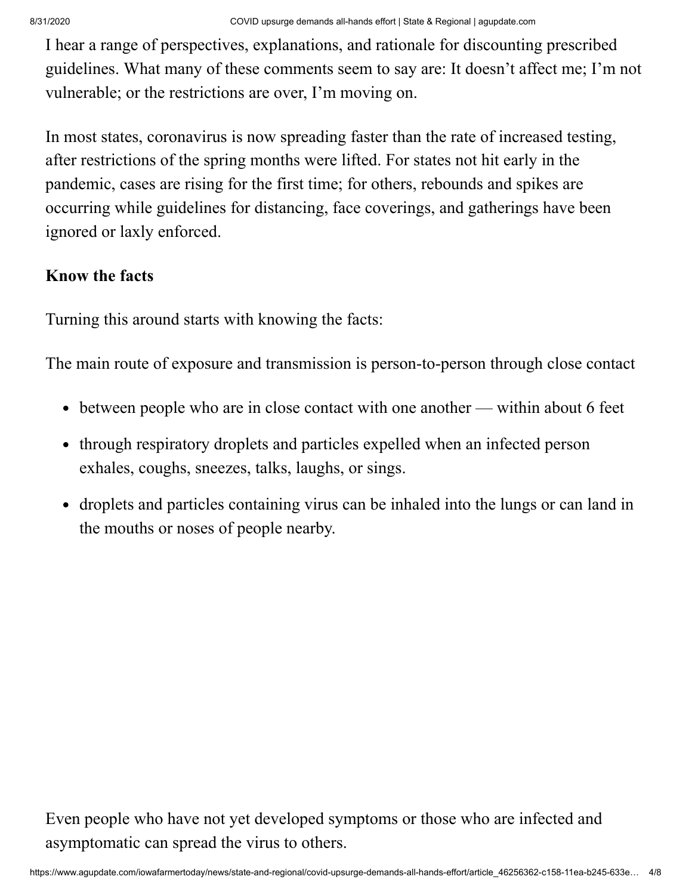I hear a range of perspectives, explanations, and rationale for discounting prescribed guidelines. What many of these comments seem to say are: It doesn't affect me; I'm not vulnerable; or the restrictions are over, I'm moving on.

In most states, coronavirus is now spreading faster than the rate of increased testing, after restrictions of the spring months were lifted. For states not hit early in the pandemic, cases are rising for the first time; for others, rebounds and spikes are occurring while guidelines for distancing, face coverings, and gatherings have been ignored or laxly enforced.

**Know the facts**

Turning this around starts with knowing the facts:

The main route of exposure and transmission is person-to-person through close contact

- between people who are in close contact with one another — within about 6 feet
- through respiratory droplets and particles expelled when an infected person exhales, coughs, sneezes, talks, laughs, or sings.
- droplets and particles containing virus can be inhaled into the lungs or can land in the mouths or noses of people nearby.

Even people who have not yet developed symptoms or those who are infected and asymptomatic can spread the virus to others.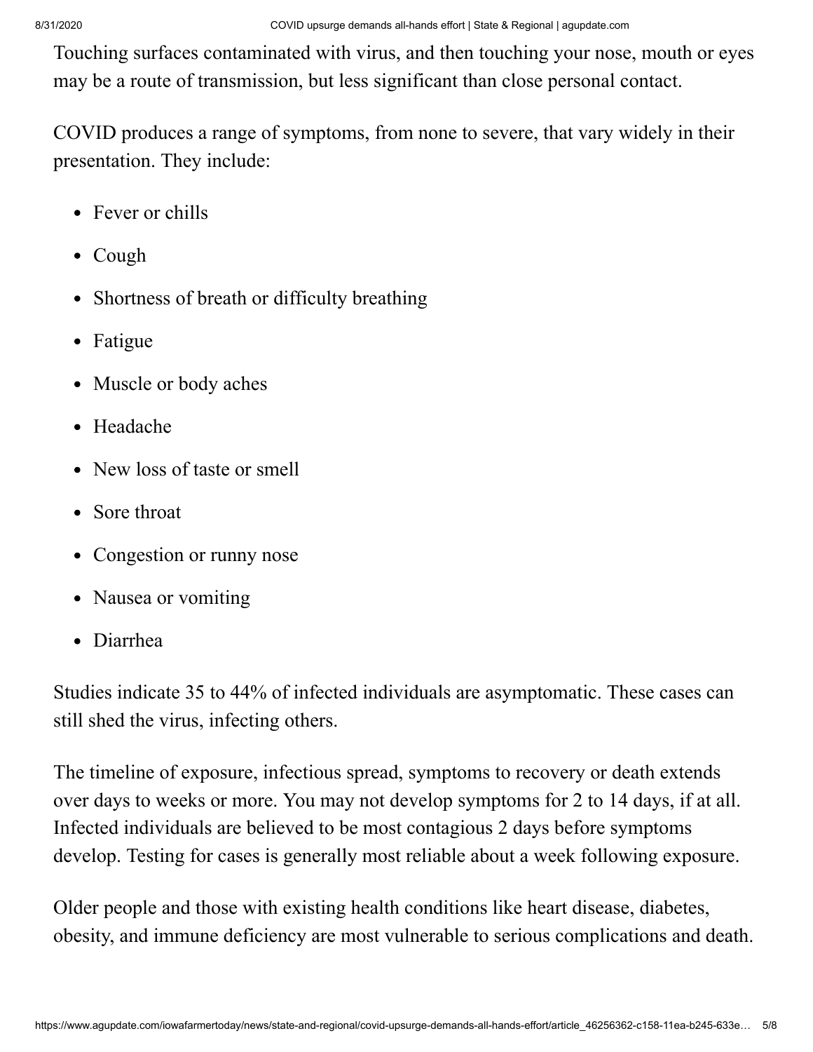Touching surfaces contaminated with virus, and then touching your nose, mouth or eyes may be a route of transmission, but less significant than close personal contact.

COVID produces a range of symptoms, from none to severe, that vary widely in their presentation. They include:

- Fever or chills
- Cough
- Shortness of breath or difficulty breathing
- Fatigue
- Muscle or body aches
- Headache
- New loss of taste or smell
- Sore throat
- Congestion or runny nose
- Nausea or vomiting
- Diarrhea

Studies indicate 35 to 44% of infected individuals are asymptomatic. These cases can still shed the virus, infecting others.

The timeline of exposure, infectious spread, symptoms to recovery or death extends over days to weeks or more. You may not develop symptoms for 2 to 14 days, if at all. Infected individuals are believed to be most contagious 2 days before symptoms develop. Testing for cases is generally most reliable about a week following exposure.

Older people and those with existing health conditions like heart disease, diabetes, obesity, and immune deficiency are most vulnerable to serious complications and death.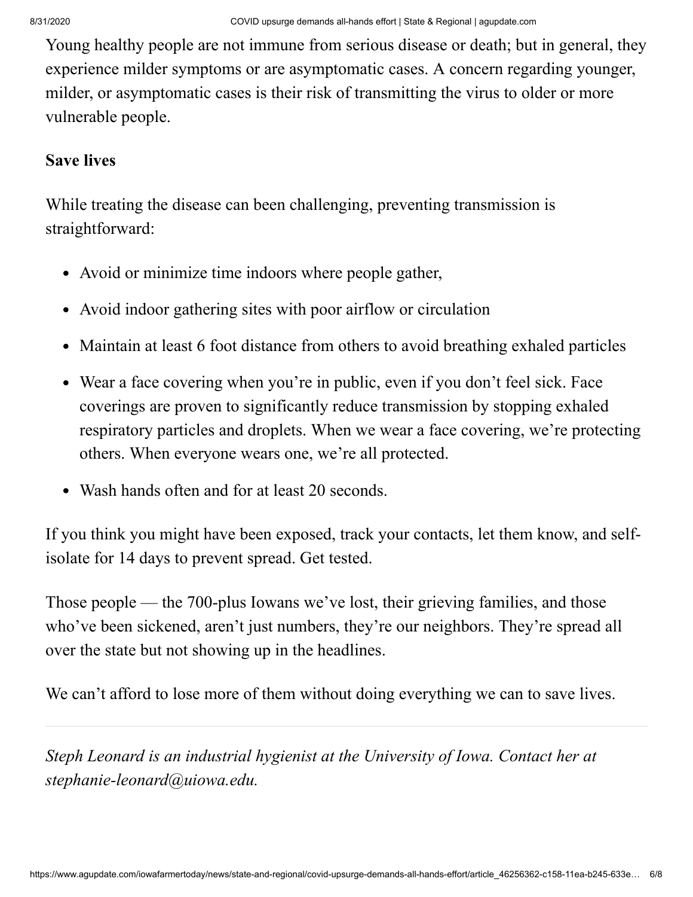Young healthy people are not immune from serious disease or death; but in general, they experience milder symptoms or are asymptomatic cases. A concern regarding younger, milder, or asymptomatic cases is their risk of transmitting the virus to older or more vulnerable people.

**Save lives**

While treating the disease can been challenging, preventing transmission is straightforward:

- Avoid or minimize time indoors where people gather,
- Avoid indoor gathering sites with poor airflow or circulation
- Maintain at least 6 foot distance from others to avoid breathing exhaled particles
- Wear a face covering when you're in public, even if you don't feel sick. Face coverings are proven to significantly reduce transmission by stopping exhaled respiratory particles and droplets. When we wear a face covering, we're protecting others. When everyone wears one, we're all protected.
- Wash hands often and for at least 20 seconds.

If you think you might have been exposed, track your contacts, let them know, and self-isolate for 14 days to prevent spread. Get tested.

Those people — the 700-plus Iowans we've lost, their grieving families, and those who've been sickened, aren't just numbers, they're our neighbors. They're spread all over the state but not showing up in the headlines.

We can't afford to lose more of them without doing everything we can to save lives.

---

*Steph Leonard is an industrial hygienist at the University of Iowa. Contact her at stephanie-leonard@uiowa.edu.*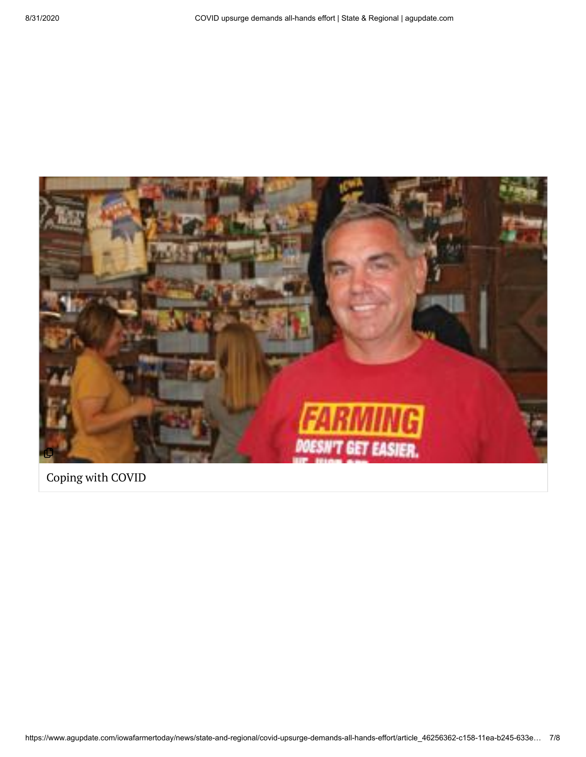Coping with COVID